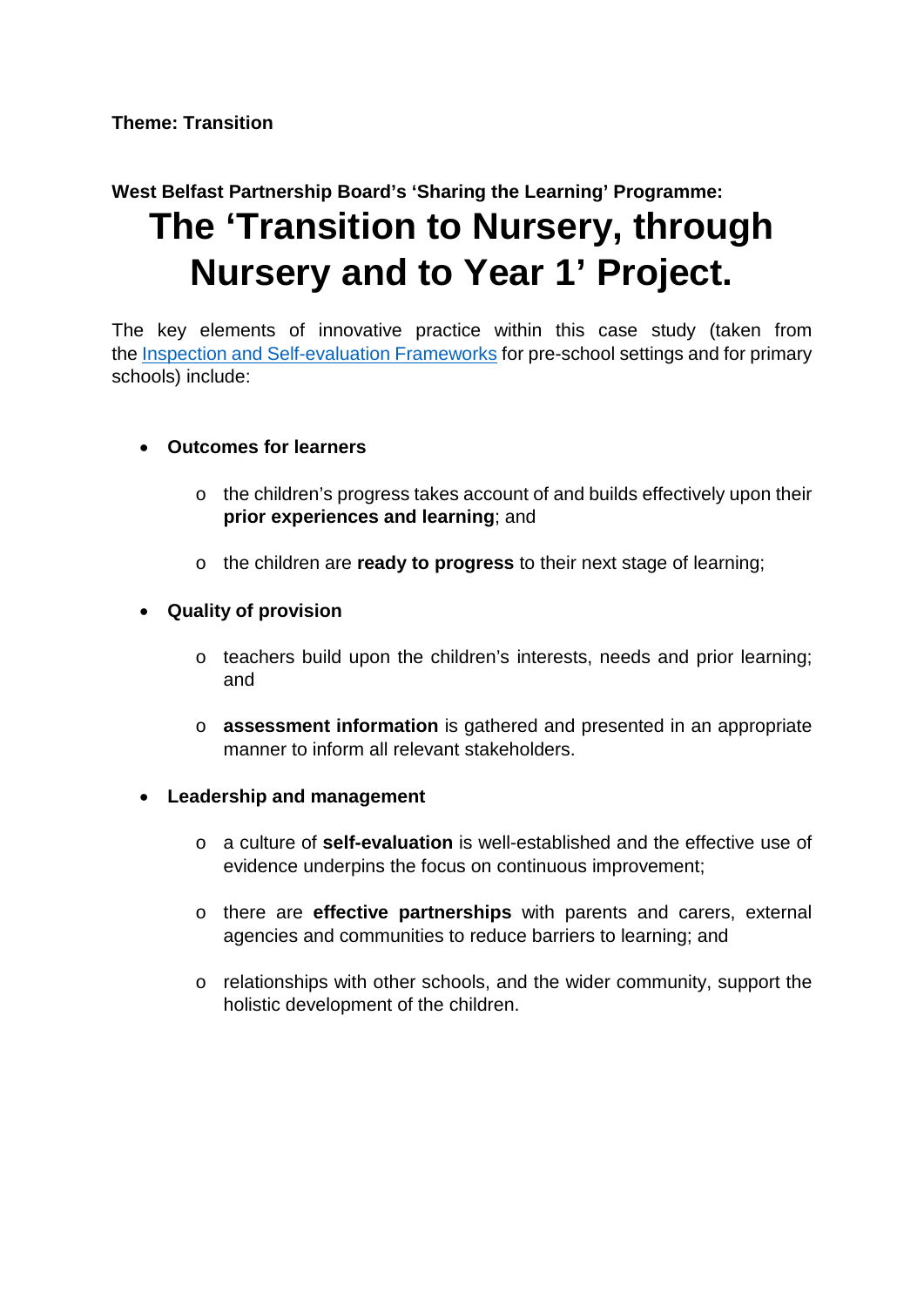**Theme: Transition**

**West Belfast Partnership Board's 'Sharing the Learning' Programme:**

# The 'Transition to Nursery, through Nursery and to Year 1' Project.

The key elements of innovative practice within this case study (taken from the [Inspection and Self-evaluation Frameworks]() for pre-school settings and for primary schools) include:

- **Outcomes for learners**
  - the children's progress takes account of and builds effectively upon their **prior experiences and learning**; and
  - the children are **ready to progress** to their next stage of learning;
- **Quality of provision**
  - teachers build upon the children's interests, needs and prior learning; and
  - **assessment information** is gathered and presented in an appropriate manner to inform all relevant stakeholders.
- **Leadership and management**
  - a culture of **self-evaluation** is well-established and the effective use of evidence underpins the focus on continuous improvement;
  - there are **effective partnerships** with parents and carers, external agencies and communities to reduce barriers to learning; and
  - relationships with other schools, and the wider community, support the holistic development of the children.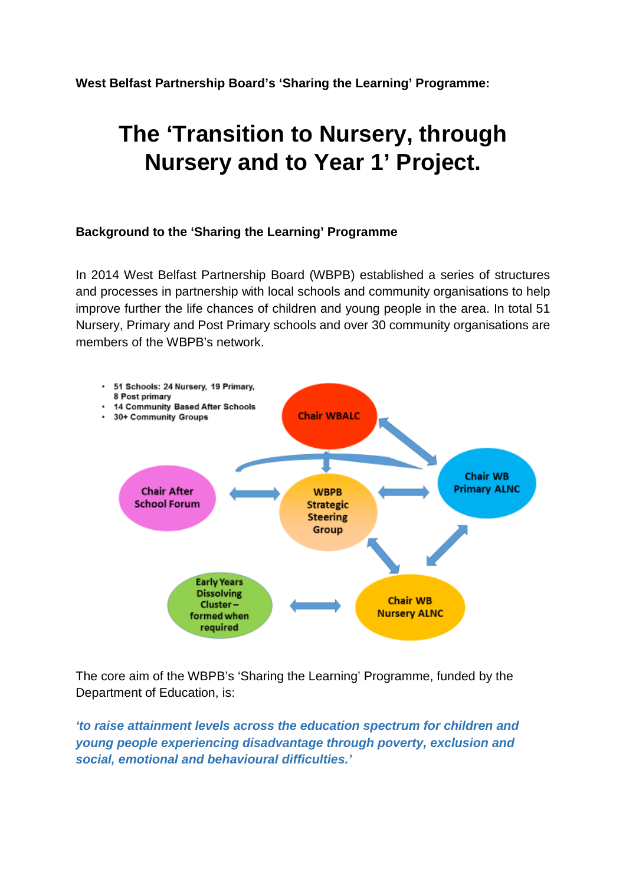**West Belfast Partnership Board's 'Sharing the Learning' Programme:**

# The 'Transition to Nursery, through Nursery and to Year 1' Project.

### Background to the 'Sharing the Learning' Programme

In 2014 West Belfast Partnership Board (WBPB) established a series of structures and processes in partnership with local schools and community organisations to help improve further the life chances of children and young people in the area. In total 51 Nursery, Primary and Post Primary schools and over 30 community organisations are members of the WBPB's network.

- 51 Schools: 24 Nursery, 19 Primary, 8 Post primary
- 14 Community Based After Schools
- 30+ Community Groups

Chair WBALC

Chair After School Forum

WBPB Strategic Steering Group

Chair WB Primary ALNC

Early Years Dissolving Cluster – formed when required

Chair WB Nursery ALNC

The core aim of the WBPB's 'Sharing the Learning' Programme, funded by the Department of Education, is:

***'to raise attainment levels across the education spectrum for children and young people experiencing disadvantage through poverty, exclusion and social, emotional and behavioural difficulties.'***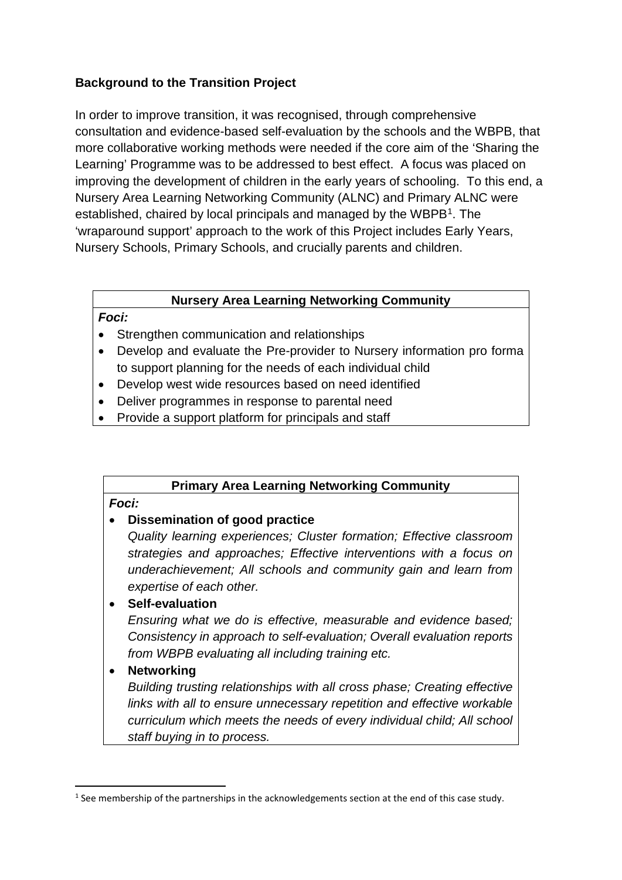**Background to the Transition Project**

In order to improve transition, it was recognised, through comprehensive consultation and evidence-based self-evaluation by the schools and the WBPB, that more collaborative working methods were needed if the core aim of the 'Sharing the Learning' Programme was to be addressed to best effect. A focus was placed on improving the development of children in the early years of schooling. To this end, a Nursery Area Learning Networking Community (ALNC) and Primary ALNC were established, chaired by local principals and managed by the WBPB[1]. The 'wraparound support' approach to the work of this Project includes Early Years, Nursery Schools, Primary Schools, and crucially parents and children.

| **Nursery Area Learning Networking Community** |
|---|
| ***Foci:*** <br>• Strengthen communication and relationships <br>• Develop and evaluate the Pre-provider to Nursery information pro forma to support planning for the needs of each individual child <br>• Develop west wide resources based on need identified <br>• Deliver programmes in response to parental need <br>• Provide a support platform for principals and staff |

| **Primary Area Learning Networking Community** |
|---|
| ***Foci:*** <br>• **Dissemination of good practice** <br>*Quality learning experiences; Cluster formation; Effective classroom strategies and approaches; Effective interventions with a focus on underachievement; All schools and community gain and learn from expertise of each other.* <br>• **Self-evaluation** <br>*Ensuring what we do is effective, measurable and evidence based; Consistency in approach to self-evaluation; Overall evaluation reports from WBPB evaluating all including training etc.* <br>• **Networking** <br>*Building trusting relationships with all cross phase; Creating effective links with all to ensure unnecessary repetition and effective workable curriculum which meets the needs of every individual child; All school staff buying in to process.* |

[1] See membership of the partnerships in the acknowledgements section at the end of this case study.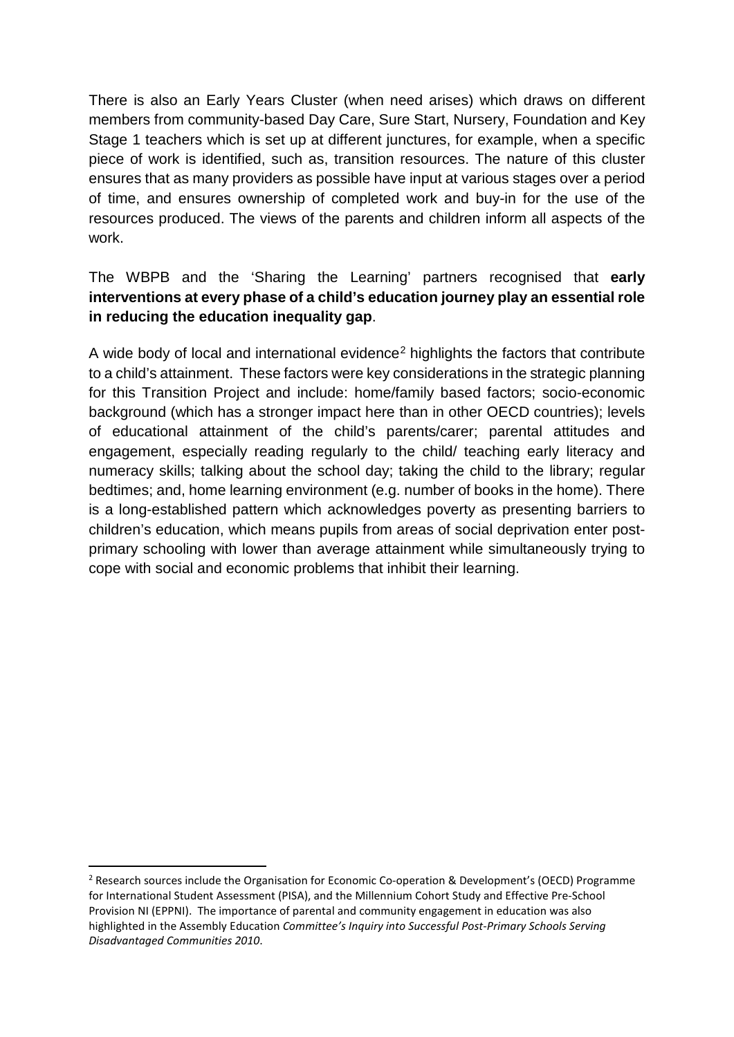There is also an Early Years Cluster (when need arises) which draws on different members from community-based Day Care, Sure Start, Nursery, Foundation and Key Stage 1 teachers which is set up at different junctures, for example, when a specific piece of work is identified, such as, transition resources. The nature of this cluster ensures that as many providers as possible have input at various stages over a period of time, and ensures ownership of completed work and buy-in for the use of the resources produced. The views of the parents and children inform all aspects of the work.

The WBPB and the 'Sharing the Learning' partners recognised that **early interventions at every phase of a child's education journey play an essential role in reducing the education inequality gap**.

A wide body of local and international evidence[2] highlights the factors that contribute to a child's attainment. These factors were key considerations in the strategic planning for this Transition Project and include: home/family based factors; socio-economic background (which has a stronger impact here than in other OECD countries); levels of educational attainment of the child's parents/carer; parental attitudes and engagement, especially reading regularly to the child/ teaching early literacy and numeracy skills; talking about the school day; taking the child to the library; regular bedtimes; and, home learning environment (e.g. number of books in the home). There is a long-established pattern which acknowledges poverty as presenting barriers to children's education, which means pupils from areas of social deprivation enter post-primary schooling with lower than average attainment while simultaneously trying to cope with social and economic problems that inhibit their learning.

---

[2] Research sources include the Organisation for Economic Co-operation & Development's (OECD) Programme for International Student Assessment (PISA), and the Millennium Cohort Study and Effective Pre-School Provision NI (EPPNI). The importance of parental and community engagement in education was also highlighted in the Assembly Education *Committee's Inquiry into Successful Post-Primary Schools Serving Disadvantaged Communities 2010*.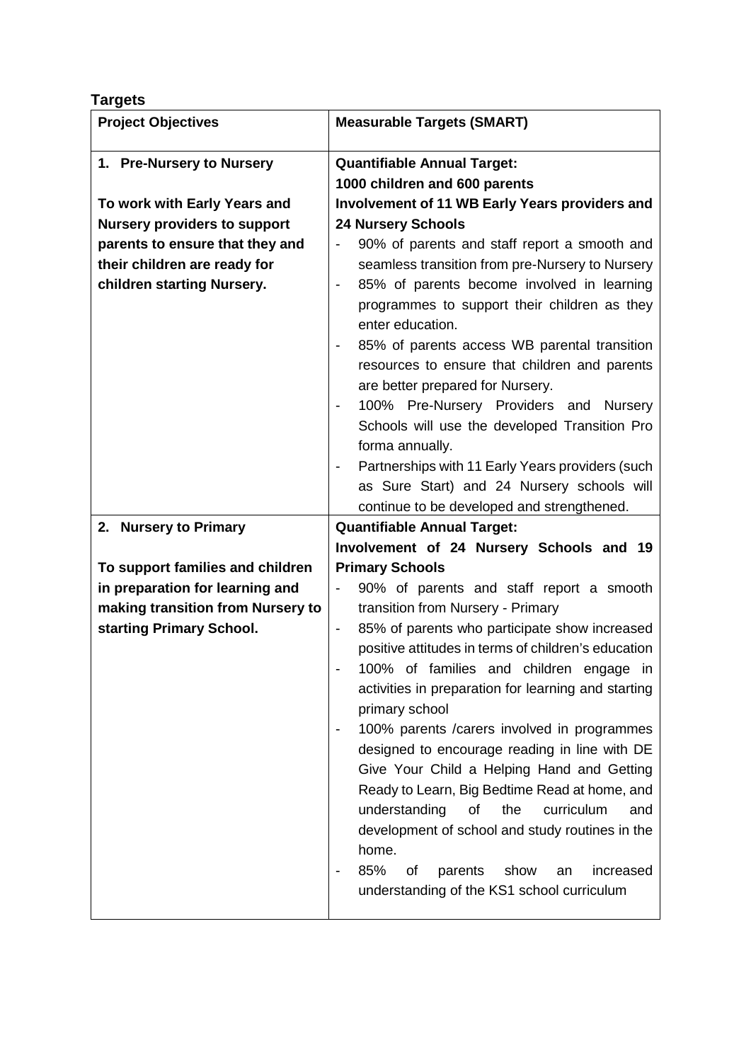## Targets

| Project Objectives | Measurable Targets (SMART) |
|---|---|
| **1. Pre-Nursery to Nursery**<br><br>**To work with Early Years and Nursery providers to support parents to ensure that they and their children are ready for children starting Nursery.** | **Quantifiable Annual Target:**<br>**1000 children and 600 parents**<br>**Involvement of 11 WB Early Years providers and 24 Nursery Schools**<br>- 90% of parents and staff report a smooth and seamless transition from pre-Nursery to Nursery<br>- 85% of parents become involved in learning programmes to support their children as they enter education.<br>- 85% of parents access WB parental transition resources to ensure that children and parents are better prepared for Nursery.<br>- 100% Pre-Nursery Providers and Nursery Schools will use the developed Transition Pro forma annually.<br>- Partnerships with 11 Early Years providers (such as Sure Start) and 24 Nursery schools will continue to be developed and strengthened. |
| **2. Nursery to Primary**<br><br>**To support families and children in preparation for learning and making transition from Nursery to starting Primary School.** | **Quantifiable Annual Target:**<br>**Involvement of 24 Nursery Schools and 19 Primary Schools**<br>- 90% of parents and staff report a smooth transition from Nursery - Primary<br>- 85% of parents who participate show increased positive attitudes in terms of children's education<br>- 100% of families and children engage in activities in preparation for learning and starting primary school<br>- 100% parents /carers involved in programmes designed to encourage reading in line with DE Give Your Child a Helping Hand and Getting Ready to Learn, Big Bedtime Read at home, and understanding of the curriculum and development of school and study routines in the home.<br>- 85% of parents show an increased understanding of the KS1 school curriculum |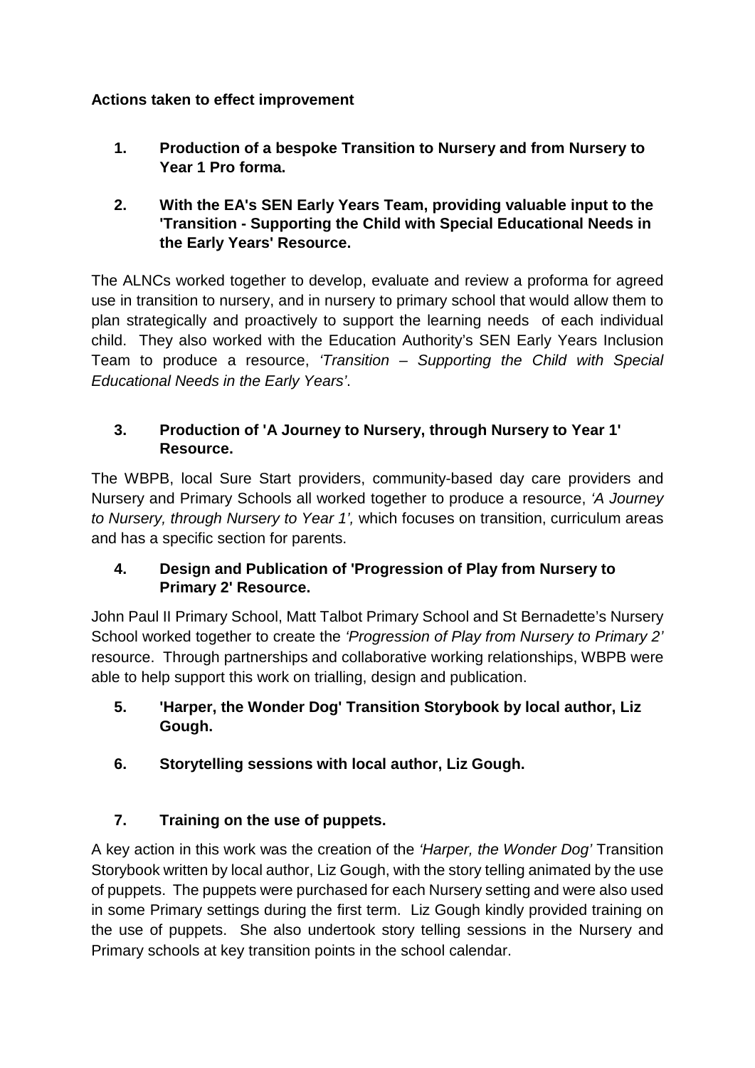**Actions taken to effect improvement**

1. **Production of a bespoke Transition to Nursery and from Nursery to Year 1 Pro forma.**

2. **With the EA's SEN Early Years Team, providing valuable input to the 'Transition - Supporting the Child with Special Educational Needs in the Early Years' Resource.**

The ALNCs worked together to develop, evaluate and review a proforma for agreed use in transition to nursery, and in nursery to primary school that would allow them to plan strategically and proactively to support the learning needs of each individual child. They also worked with the Education Authority's SEN Early Years Inclusion Team to produce a resource, *'Transition – Supporting the Child with Special Educational Needs in the Early Years'*.

3. **Production of 'A Journey to Nursery, through Nursery to Year 1' Resource.**

The WBPB, local Sure Start providers, community-based day care providers and Nursery and Primary Schools all worked together to produce a resource, *'A Journey to Nursery, through Nursery to Year 1',* which focuses on transition, curriculum areas and has a specific section for parents.

4. **Design and Publication of 'Progression of Play from Nursery to Primary 2' Resource.**

John Paul II Primary School, Matt Talbot Primary School and St Bernadette's Nursery School worked together to create the *'Progression of Play from Nursery to Primary 2'* resource. Through partnerships and collaborative working relationships, WBPB were able to help support this work on trialling, design and publication.

5. **'Harper, the Wonder Dog' Transition Storybook by local author, Liz Gough.**

6. **Storytelling sessions with local author, Liz Gough.**

7. **Training on the use of puppets.**

A key action in this work was the creation of the *'Harper, the Wonder Dog'* Transition Storybook written by local author, Liz Gough, with the story telling animated by the use of puppets. The puppets were purchased for each Nursery setting and were also used in some Primary settings during the first term. Liz Gough kindly provided training on the use of puppets. She also undertook story telling sessions in the Nursery and Primary schools at key transition points in the school calendar.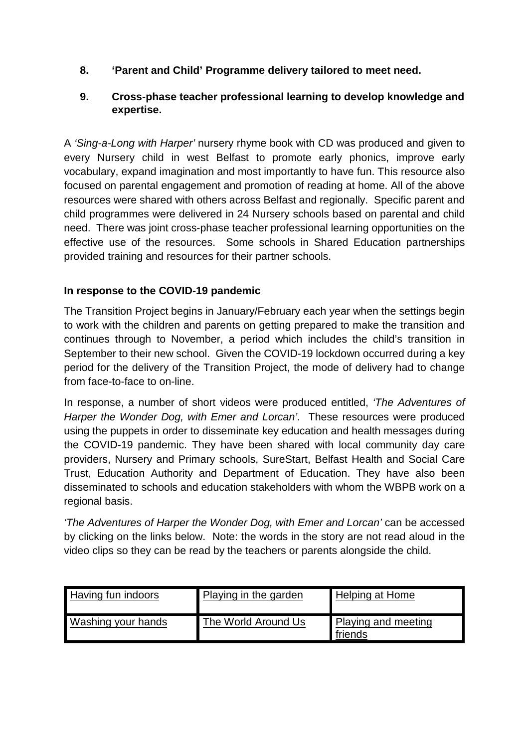**8. 'Parent and Child' Programme delivery tailored to meet need.**

**9. Cross-phase teacher professional learning to develop knowledge and expertise.**

A *'Sing-a-Long with Harper'* nursery rhyme book with CD was produced and given to every Nursery child in west Belfast to promote early phonics, improve early vocabulary, expand imagination and most importantly to have fun. This resource also focused on parental engagement and promotion of reading at home. All of the above resources were shared with others across Belfast and regionally. Specific parent and child programmes were delivered in 24 Nursery schools based on parental and child need. There was joint cross-phase teacher professional learning opportunities on the effective use of the resources. Some schools in Shared Education partnerships provided training and resources for their partner schools.

### In response to the COVID-19 pandemic

The Transition Project begins in January/February each year when the settings begin to work with the children and parents on getting prepared to make the transition and continues through to November, a period which includes the child's transition in September to their new school. Given the COVID-19 lockdown occurred during a key period for the delivery of the Transition Project, the mode of delivery had to change from face-to-face to on-line.

In response, a number of short videos were produced entitled, *'The Adventures of Harper the Wonder Dog, with Emer and Lorcan'*. These resources were produced using the puppets in order to disseminate key education and health messages during the COVID-19 pandemic. They have been shared with local community day care providers, Nursery and Primary schools, SureStart, Belfast Health and Social Care Trust, Education Authority and Department of Education. They have also been disseminated to schools and education stakeholders with whom the WBPB work on a regional basis.

*'The Adventures of Harper the Wonder Dog, with Emer and Lorcan'* can be accessed by clicking on the links below. Note: the words in the story are not read aloud in the video clips so they can be read by the teachers or parents alongside the child.

| Having fun indoors | Playing in the garden | Helping at Home |
|---|---|---|
| Washing your hands | The World Around Us | Playing and meeting friends |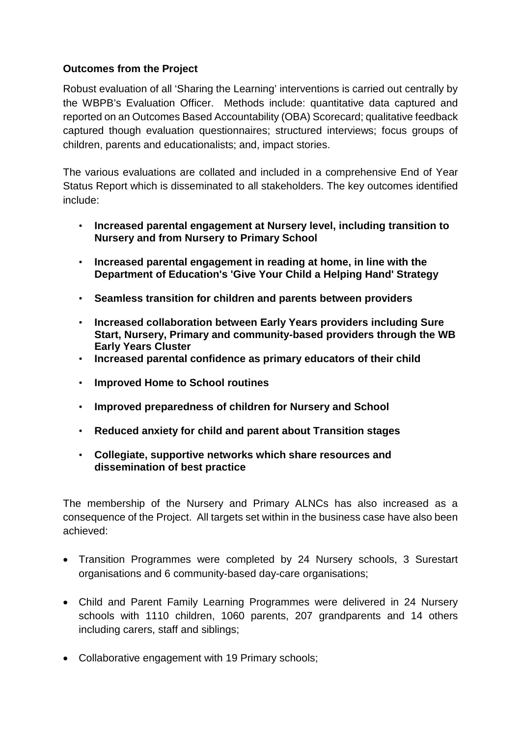**Outcomes from the Project**

Robust evaluation of all 'Sharing the Learning' interventions is carried out centrally by the WBPB's Evaluation Officer. Methods include: quantitative data captured and reported on an Outcomes Based Accountability (OBA) Scorecard; qualitative feedback captured though evaluation questionnaires; structured interviews; focus groups of children, parents and educationalists; and, impact stories.

The various evaluations are collated and included in a comprehensive End of Year Status Report which is disseminated to all stakeholders. The key outcomes identified include:

- **Increased parental engagement at Nursery level, including transition to Nursery and from Nursery to Primary School**
- **Increased parental engagement in reading at home, in line with the Department of Education's 'Give Your Child a Helping Hand' Strategy**
- **Seamless transition for children and parents between providers**
- **Increased collaboration between Early Years providers including Sure Start, Nursery, Primary and community-based providers through the WB Early Years Cluster**
- **Increased parental confidence as primary educators of their child**
- **Improved Home to School routines**
- **Improved preparedness of children for Nursery and School**
- **Reduced anxiety for child and parent about Transition stages**
- **Collegiate, supportive networks which share resources and dissemination of best practice**

The membership of the Nursery and Primary ALNCs has also increased as a consequence of the Project. All targets set within in the business case have also been achieved:

- Transition Programmes were completed by 24 Nursery schools, 3 Surestart organisations and 6 community-based day-care organisations;
- Child and Parent Family Learning Programmes were delivered in 24 Nursery schools with 1110 children, 1060 parents, 207 grandparents and 14 others including carers, staff and siblings;
- Collaborative engagement with 19 Primary schools;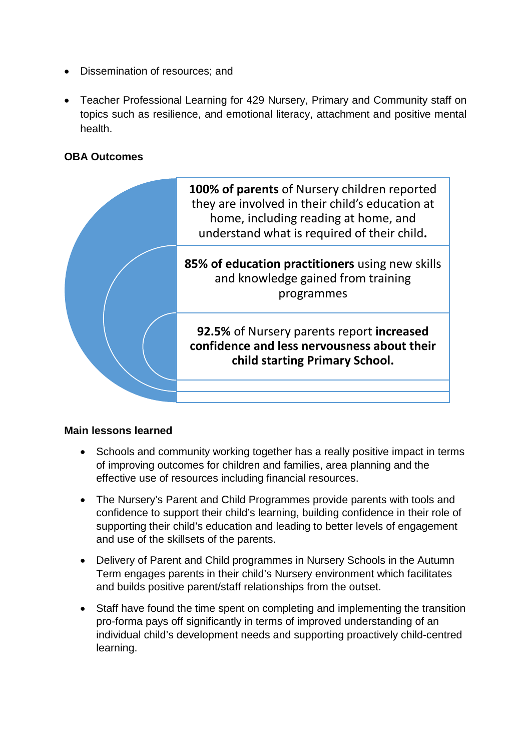- Dissemination of resources; and
- Teacher Professional Learning for 429 Nursery, Primary and Community staff on topics such as resilience, and emotional literacy, attachment and positive mental health.

**OBA Outcomes**

**100% of parents** of Nursery children reported they are involved in their child's education at home, including reading at home, and understand what is required of their child**.**

**85% of education practitioners** using new skills and knowledge gained from training programmes

**92.5%** of Nursery parents report **increased confidence and less nervousness about their child starting Primary School.**

**Main lessons learned**

- Schools and community working together has a really positive impact in terms of improving outcomes for children and families, area planning and the effective use of resources including financial resources.
- The Nursery's Parent and Child Programmes provide parents with tools and confidence to support their child's learning, building confidence in their role of supporting their child's education and leading to better levels of engagement and use of the skillsets of the parents.
- Delivery of Parent and Child programmes in Nursery Schools in the Autumn Term engages parents in their child's Nursery environment which facilitates and builds positive parent/staff relationships from the outset.
- Staff have found the time spent on completing and implementing the transition pro-forma pays off significantly in terms of improved understanding of an individual child's development needs and supporting proactively child-centred learning.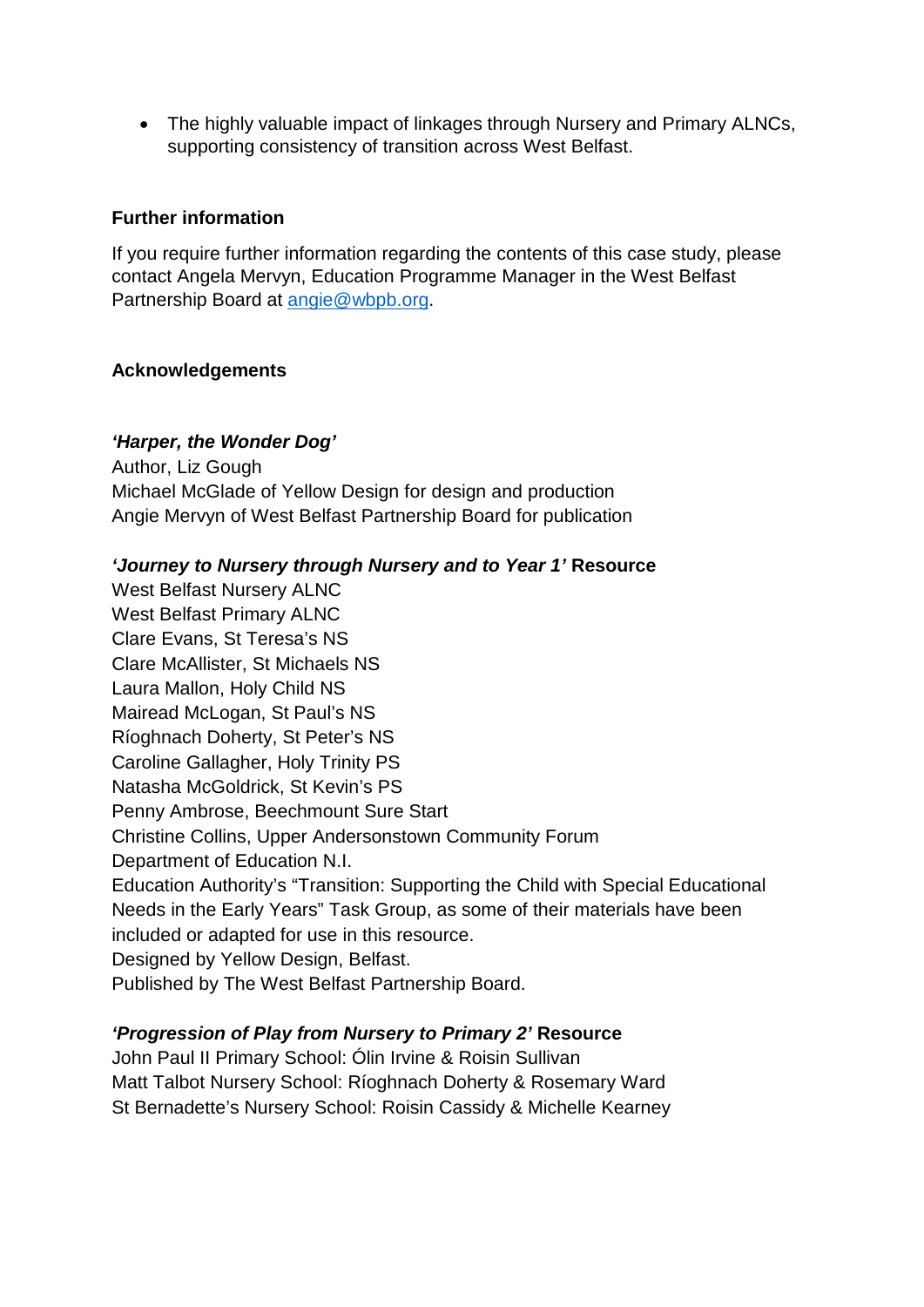- The highly valuable impact of linkages through Nursery and Primary ALNCs, supporting consistency of transition across West Belfast.

**Further information**

If you require further information regarding the contents of this case study, please contact Angela Mervyn, Education Programme Manager in the West Belfast Partnership Board at [angie@wbpb.org](mailto:angie@wbpb.org).

**Acknowledgements**

***'Harper, the Wonder Dog'***
Author, Liz Gough
Michael McGlade of Yellow Design for design and production
Angie Mervyn of West Belfast Partnership Board for publication

***'Journey to Nursery through Nursery and to Year 1'* Resource**
West Belfast Nursery ALNC
West Belfast Primary ALNC
Clare Evans, St Teresa's NS
Clare McAllister, St Michaels NS
Laura Mallon, Holy Child NS
Mairead McLogan, St Paul's NS
Ríoghnach Doherty, St Peter's NS
Caroline Gallagher, Holy Trinity PS
Natasha McGoldrick, St Kevin's PS
Penny Ambrose, Beechmount Sure Start
Christine Collins, Upper Andersonstown Community Forum
Department of Education N.I.
Education Authority's "Transition: Supporting the Child with Special Educational Needs in the Early Years" Task Group, as some of their materials have been included or adapted for use in this resource.
Designed by Yellow Design, Belfast.
Published by The West Belfast Partnership Board.

***'Progression of Play from Nursery to Primary 2'* Resource**
John Paul II Primary School: Ólin Irvine & Roisin Sullivan
Matt Talbot Nursery School: Ríoghnach Doherty & Rosemary Ward
St Bernadette's Nursery School: Roisin Cassidy & Michelle Kearney